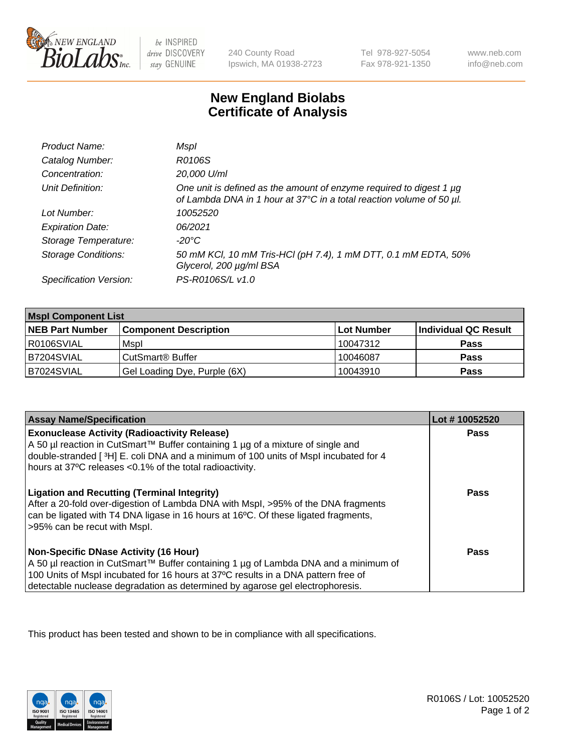# New England Biolabs Certificate of Analysis

| | |
|---|---|
| *Product Name:* | *MspI* |
| *Catalog Number:* | *R0106S* |
| *Concentration:* | *20,000 U/ml* |
| *Unit Definition:* | *One unit is defined as the amount of enzyme required to digest 1 µg of Lambda DNA in 1 hour at 37°C in a total reaction volume of 50 µl.* |
| *Lot Number:* | *10052520* |
| *Expiration Date:* | *06/2021* |
| *Storage Temperature:* | *-20°C* |
| *Storage Conditions:* | *50 mM KCl, 10 mM Tris-HCl (pH 7.4), 1 mM DTT, 0.1 mM EDTA, 50% Glycerol, 200 µg/ml BSA* |
| *Specification Version:* | *PS-R0106S/L v1.0* |

| **MspI Component List** | | | |
|---|---|---|---|
| **NEB Part Number** | **Component Description** | **Lot Number** | **Individual QC Result** |
| R0106SVIAL | MspI | 10047312 | **Pass** |
| B7204SVIAL | CutSmart® Buffer | 10046087 | **Pass** |
| B7024SVIAL | Gel Loading Dye, Purple (6X) | 10043910 | **Pass** |

| **Assay Name/Specification** | **Lot # 10052520** |
|---|---|
| **Exonuclease Activity (Radioactivity Release)** A 50 µl reaction in CutSmart™ Buffer containing 1 µg of a mixture of single and double-stranded [ $^3$H] E. coli DNA and a minimum of 100 units of MspI incubated for 4 hours at 37ºC releases <0.1% of the total radioactivity. | **Pass** |
| **Ligation and Recutting (Terminal Integrity)** After a 20-fold over-digestion of Lambda DNA with MspI, >95% of the DNA fragments can be ligated with T4 DNA ligase in 16 hours at 16ºC. Of these ligated fragments, >95% can be recut with MspI. | **Pass** |
| **Non-Specific DNase Activity (16 Hour)** A 50 µl reaction in CutSmart™ Buffer containing 1 µg of Lambda DNA and a minimum of 100 Units of MspI incubated for 16 hours at 37ºC results in a DNA pattern free of detectable nuclease degradation as determined by agarose gel electrophoresis. | **Pass** |

This product has been tested and shown to be in compliance with all specifications.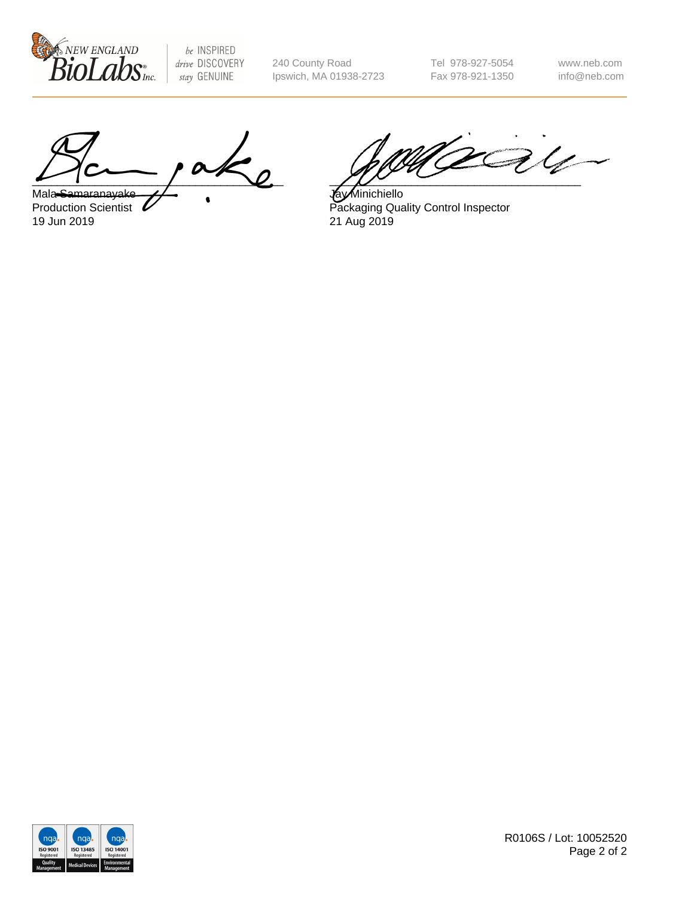240 County Road
Ipswich, MA 01938-2723

Tel 978-927-5054
Fax 978-921-1350

www.neb.com
info@neb.com

Mala Samaranayake
Production Scientist
19 Jun 2019

Jay Minichiello
Packaging Quality Control Inspector
21 Aug 2019

R0106S / Lot: 10052520